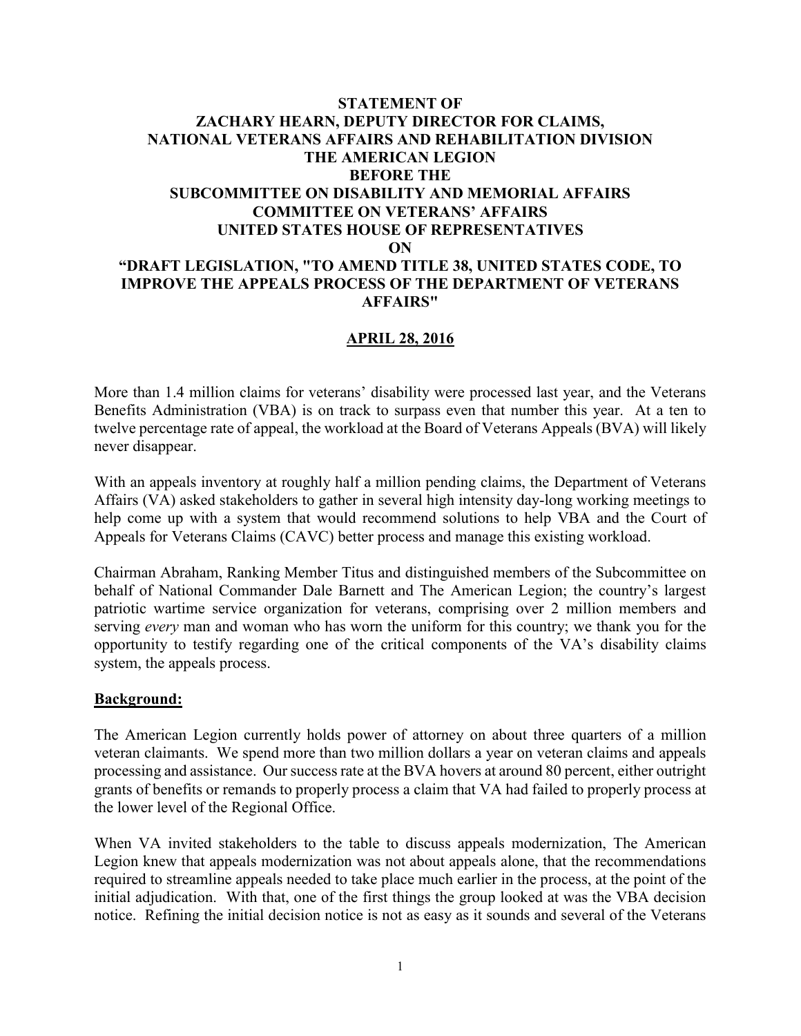**STATEMENT OF**
**ZACHARY HEARN, DEPUTY DIRECTOR FOR CLAIMS,**
**NATIONAL VETERANS AFFAIRS AND REHABILITATION DIVISION**
**THE AMERICAN LEGION**
**BEFORE THE**
**SUBCOMMITTEE ON DISABILITY AND MEMORIAL AFFAIRS**
**COMMITTEE ON VETERANS' AFFAIRS**
**UNITED STATES HOUSE OF REPRESENTATIVES**
**ON**
**"DRAFT LEGISLATION, "TO AMEND TITLE 38, UNITED STATES CODE, TO IMPROVE THE APPEALS PROCESS OF THE DEPARTMENT OF VETERANS AFFAIRS"**

**APRIL 28, 2016**

More than 1.4 million claims for veterans' disability were processed last year, and the Veterans Benefits Administration (VBA) is on track to surpass even that number this year. At a ten to twelve percentage rate of appeal, the workload at the Board of Veterans Appeals (BVA) will likely never disappear.

With an appeals inventory at roughly half a million pending claims, the Department of Veterans Affairs (VA) asked stakeholders to gather in several high intensity day-long working meetings to help come up with a system that would recommend solutions to help VBA and the Court of Appeals for Veterans Claims (CAVC) better process and manage this existing workload.

Chairman Abraham, Ranking Member Titus and distinguished members of the Subcommittee on behalf of National Commander Dale Barnett and The American Legion; the country's largest patriotic wartime service organization for veterans, comprising over 2 million members and serving *every* man and woman who has worn the uniform for this country; we thank you for the opportunity to testify regarding one of the critical components of the VA's disability claims system, the appeals process.

## Background:

The American Legion currently holds power of attorney on about three quarters of a million veteran claimants. We spend more than two million dollars a year on veteran claims and appeals processing and assistance. Our success rate at the BVA hovers at around 80 percent, either outright grants of benefits or remands to properly process a claim that VA had failed to properly process at the lower level of the Regional Office.

When VA invited stakeholders to the table to discuss appeals modernization, The American Legion knew that appeals modernization was not about appeals alone, that the recommendations required to streamline appeals needed to take place much earlier in the process, at the point of the initial adjudication. With that, one of the first things the group looked at was the VBA decision notice. Refining the initial decision notice is not as easy as it sounds and several of the Veterans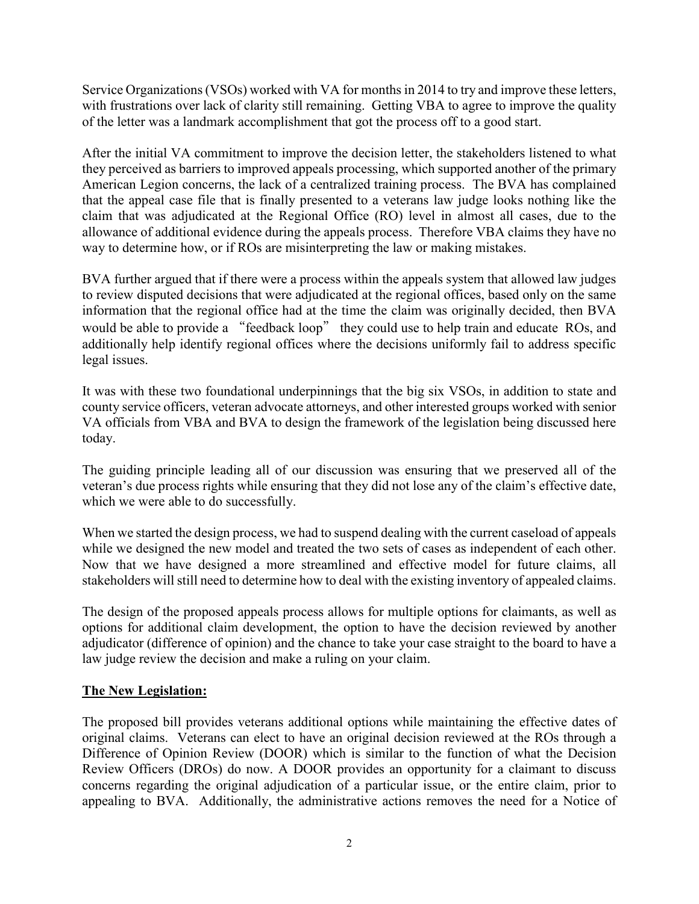Service Organizations (VSOs) worked with VA for months in 2014 to try and improve these letters, with frustrations over lack of clarity still remaining. Getting VBA to agree to improve the quality of the letter was a landmark accomplishment that got the process off to a good start.

After the initial VA commitment to improve the decision letter, the stakeholders listened to what they perceived as barriers to improved appeals processing, which supported another of the primary American Legion concerns, the lack of a centralized training process. The BVA has complained that the appeal case file that is finally presented to a veterans law judge looks nothing like the claim that was adjudicated at the Regional Office (RO) level in almost all cases, due to the allowance of additional evidence during the appeals process. Therefore VBA claims they have no way to determine how, or if ROs are misinterpreting the law or making mistakes.

BVA further argued that if there were a process within the appeals system that allowed law judges to review disputed decisions that were adjudicated at the regional offices, based only on the same information that the regional office had at the time the claim was originally decided, then BVA would be able to provide a "feedback loop" they could use to help train and educate ROs, and additionally help identify regional offices where the decisions uniformly fail to address specific legal issues.

It was with these two foundational underpinnings that the big six VSOs, in addition to state and county service officers, veteran advocate attorneys, and other interested groups worked with senior VA officials from VBA and BVA to design the framework of the legislation being discussed here today.

The guiding principle leading all of our discussion was ensuring that we preserved all of the veteran's due process rights while ensuring that they did not lose any of the claim's effective date, which we were able to do successfully.

When we started the design process, we had to suspend dealing with the current caseload of appeals while we designed the new model and treated the two sets of cases as independent of each other. Now that we have designed a more streamlined and effective model for future claims, all stakeholders will still need to determine how to deal with the existing inventory of appealed claims.

The design of the proposed appeals process allows for multiple options for claimants, as well as options for additional claim development, the option to have the decision reviewed by another adjudicator (difference of opinion) and the chance to take your case straight to the board to have a law judge review the decision and make a ruling on your claim.

**The New Legislation:**

The proposed bill provides veterans additional options while maintaining the effective dates of original claims. Veterans can elect to have an original decision reviewed at the ROs through a Difference of Opinion Review (DOOR) which is similar to the function of what the Decision Review Officers (DROs) do now. A DOOR provides an opportunity for a claimant to discuss concerns regarding the original adjudication of a particular issue, or the entire claim, prior to appealing to BVA. Additionally, the administrative actions removes the need for a Notice of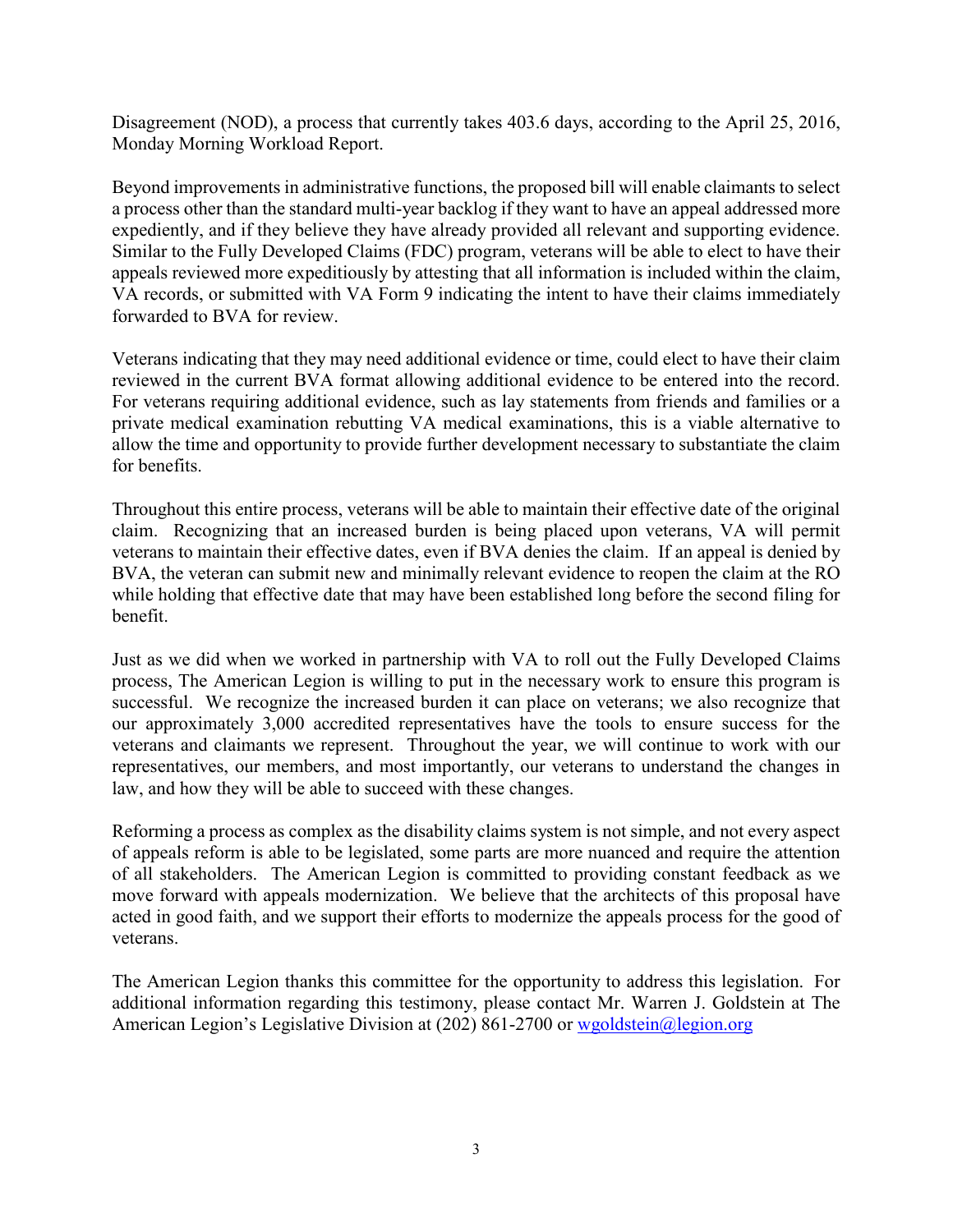Disagreement (NOD), a process that currently takes 403.6 days, according to the April 25, 2016, Monday Morning Workload Report.

Beyond improvements in administrative functions, the proposed bill will enable claimants to select a process other than the standard multi-year backlog if they want to have an appeal addressed more expediently, and if they believe they have already provided all relevant and supporting evidence. Similar to the Fully Developed Claims (FDC) program, veterans will be able to elect to have their appeals reviewed more expeditiously by attesting that all information is included within the claim, VA records, or submitted with VA Form 9 indicating the intent to have their claims immediately forwarded to BVA for review.

Veterans indicating that they may need additional evidence or time, could elect to have their claim reviewed in the current BVA format allowing additional evidence to be entered into the record. For veterans requiring additional evidence, such as lay statements from friends and families or a private medical examination rebutting VA medical examinations, this is a viable alternative to allow the time and opportunity to provide further development necessary to substantiate the claim for benefits.

Throughout this entire process, veterans will be able to maintain their effective date of the original claim. Recognizing that an increased burden is being placed upon veterans, VA will permit veterans to maintain their effective dates, even if BVA denies the claim. If an appeal is denied by BVA, the veteran can submit new and minimally relevant evidence to reopen the claim at the RO while holding that effective date that may have been established long before the second filing for benefit.

Just as we did when we worked in partnership with VA to roll out the Fully Developed Claims process, The American Legion is willing to put in the necessary work to ensure this program is successful. We recognize the increased burden it can place on veterans; we also recognize that our approximately 3,000 accredited representatives have the tools to ensure success for the veterans and claimants we represent. Throughout the year, we will continue to work with our representatives, our members, and most importantly, our veterans to understand the changes in law, and how they will be able to succeed with these changes.

Reforming a process as complex as the disability claims system is not simple, and not every aspect of appeals reform is able to be legislated, some parts are more nuanced and require the attention of all stakeholders. The American Legion is committed to providing constant feedback as we move forward with appeals modernization. We believe that the architects of this proposal have acted in good faith, and we support their efforts to modernize the appeals process for the good of veterans.

The American Legion thanks this committee for the opportunity to address this legislation. For additional information regarding this testimony, please contact Mr. Warren J. Goldstein at The American Legion's Legislative Division at (202) 861-2700 or wgoldstein@legion.org